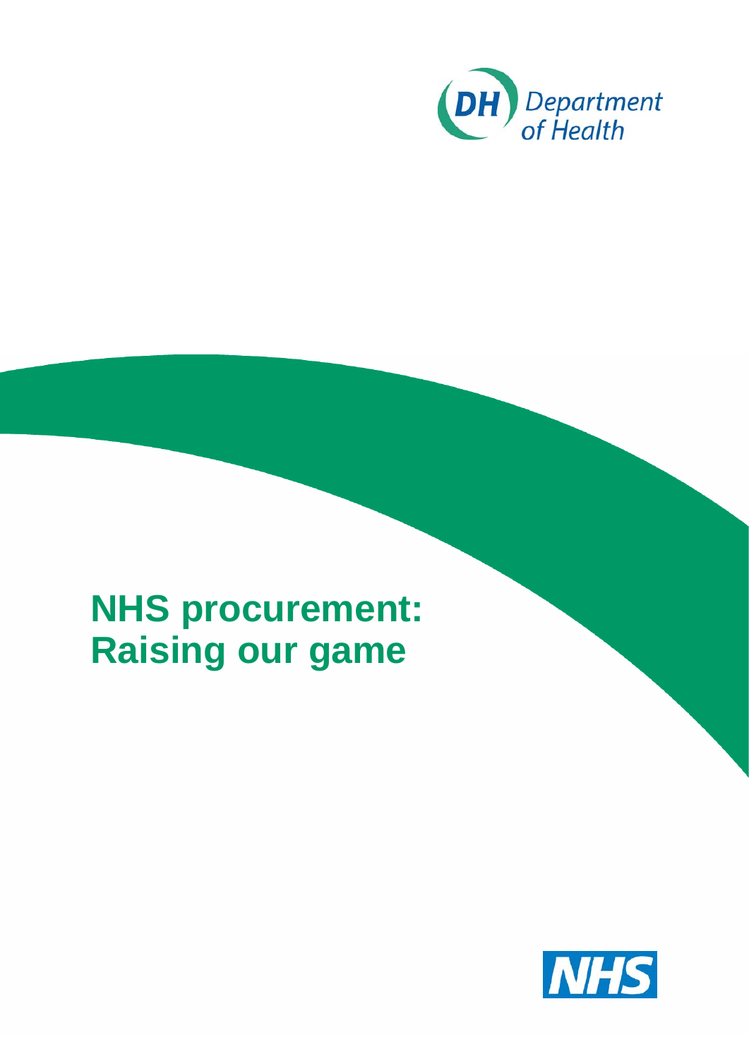Department of Health

# NHS procurement: Raising our game

NHS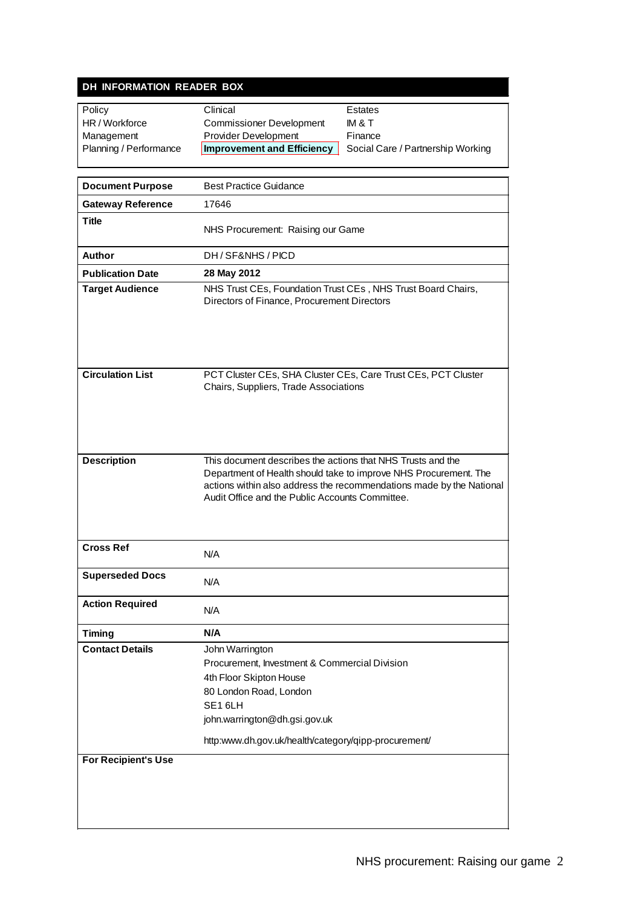## DH INFORMATION READER BOX

| | | |
|---|---|---|
| Policy | Clinical | Estates |
| HR / Workforce | Commissioner Development | IM & T |
| Management | Provider Development | Finance |
| Planning / Performance | **Improvement and Efficiency** | Social Care / Partnership Working |

| | |
|---|---|
| **Document Purpose** | Best Practice Guidance |
| **Gateway Reference** | 17646 |
| **Title** | NHS Procurement: Raising our Game |
| **Author** | DH / SF&NHS / PICD |
| **Publication Date** | **28 May 2012** |
| **Target Audience** | NHS Trust CEs, Foundation Trust CEs , NHS Trust Board Chairs, Directors of Finance, Procurement Directors |
| **Circulation List** | PCT Cluster CEs, SHA Cluster CEs, Care Trust CEs, PCT Cluster Chairs, Suppliers, Trade Associations |
| **Description** | This document describes the actions that NHS Trusts and the Department of Health should take to improve NHS Procurement. The actions within also address the recommendations made by the National Audit Office and the Public Accounts Committee. |
| **Cross Ref** | N/A |
| **Superseded Docs** | N/A |
| **Action Required** | N/A |
| **Timing** | **N/A** |
| **Contact Details** | John Warrington<br>Procurement, Investment & Commercial Division<br>4th Floor Skipton House<br>80 London Road, London<br>SE1 6LH<br>john.warrington@dh.gsi.gov.uk<br><br>http:www.dh.gov.uk/health/category/qipp-procurement/ |
| **For Recipient's Use** | |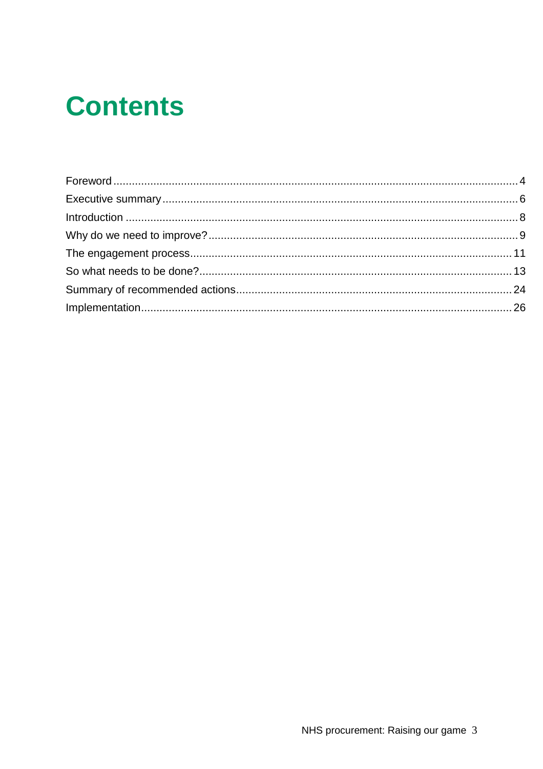# Contents

Foreword .................................................................................................................................... 4
Executive summary ................................................................................................................... 6
Introduction ............................................................................................................................... 8
Why do we need to improve? .................................................................................................... 9
The engagement process ........................................................................................................ 11
So what needs to be done? ..................................................................................................... 13
Summary of recommended actions ......................................................................................... 24
Implementation ........................................................................................................................ 26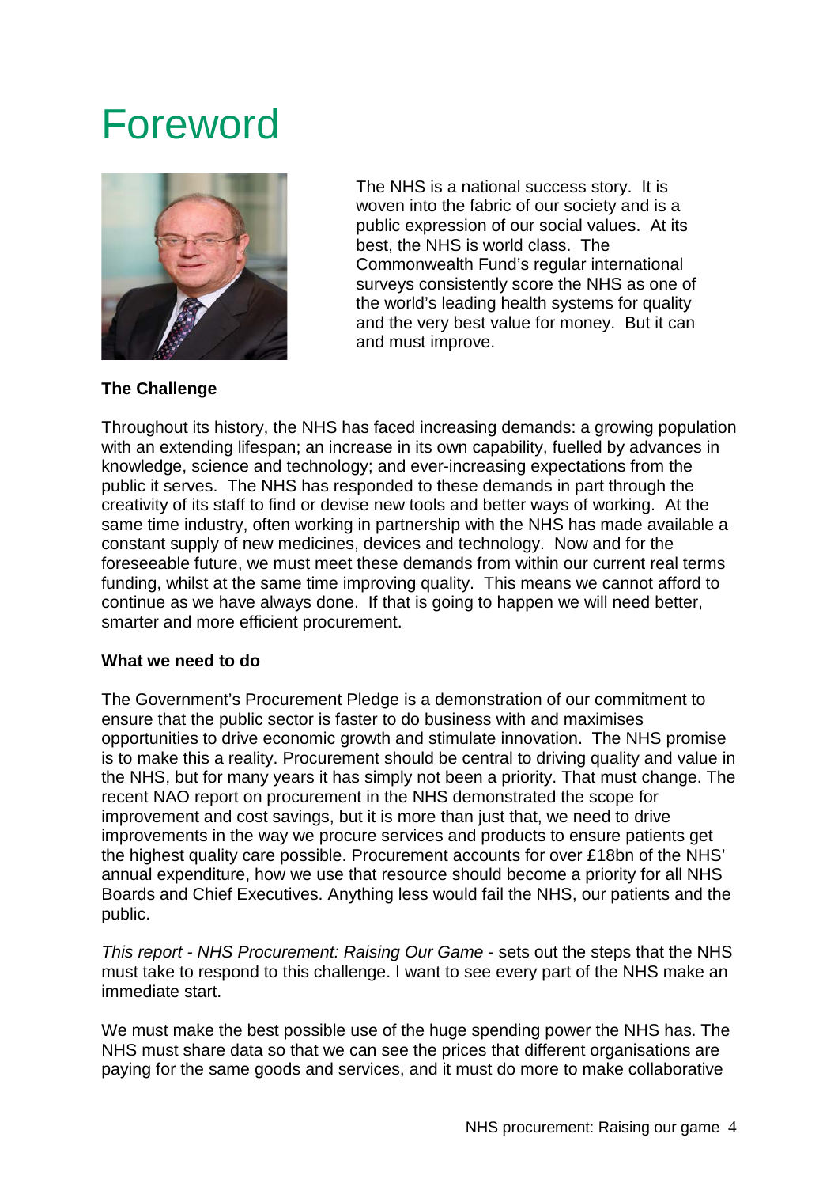# Foreword

The NHS is a national success story. It is woven into the fabric of our society and is a public expression of our social values. At its best, the NHS is world class. The Commonwealth Fund's regular international surveys consistently score the NHS as one of the world's leading health systems for quality and the very best value for money. But it can and must improve.

**The Challenge**

Throughout its history, the NHS has faced increasing demands: a growing population with an extending lifespan; an increase in its own capability, fuelled by advances in knowledge, science and technology; and ever-increasing expectations from the public it serves. The NHS has responded to these demands in part through the creativity of its staff to find or devise new tools and better ways of working. At the same time industry, often working in partnership with the NHS has made available a constant supply of new medicines, devices and technology. Now and for the foreseeable future, we must meet these demands from within our current real terms funding, whilst at the same time improving quality. This means we cannot afford to continue as we have always done. If that is going to happen we will need better, smarter and more efficient procurement.

**What we need to do**

The Government's Procurement Pledge is a demonstration of our commitment to ensure that the public sector is faster to do business with and maximises opportunities to drive economic growth and stimulate innovation. The NHS promise is to make this a reality. Procurement should be central to driving quality and value in the NHS, but for many years it has simply not been a priority. That must change. The recent NAO report on procurement in the NHS demonstrated the scope for improvement and cost savings, but it is more than just that, we need to drive improvements in the way we procure services and products to ensure patients get the highest quality care possible. Procurement accounts for over £18bn of the NHS' annual expenditure, how we use that resource should become a priority for all NHS Boards and Chief Executives. Anything less would fail the NHS, our patients and the public.

*This report - NHS Procurement: Raising Our Game* - sets out the steps that the NHS must take to respond to this challenge. I want to see every part of the NHS make an immediate start.

We must make the best possible use of the huge spending power the NHS has. The NHS must share data so that we can see the prices that different organisations are paying for the same goods and services, and it must do more to make collaborative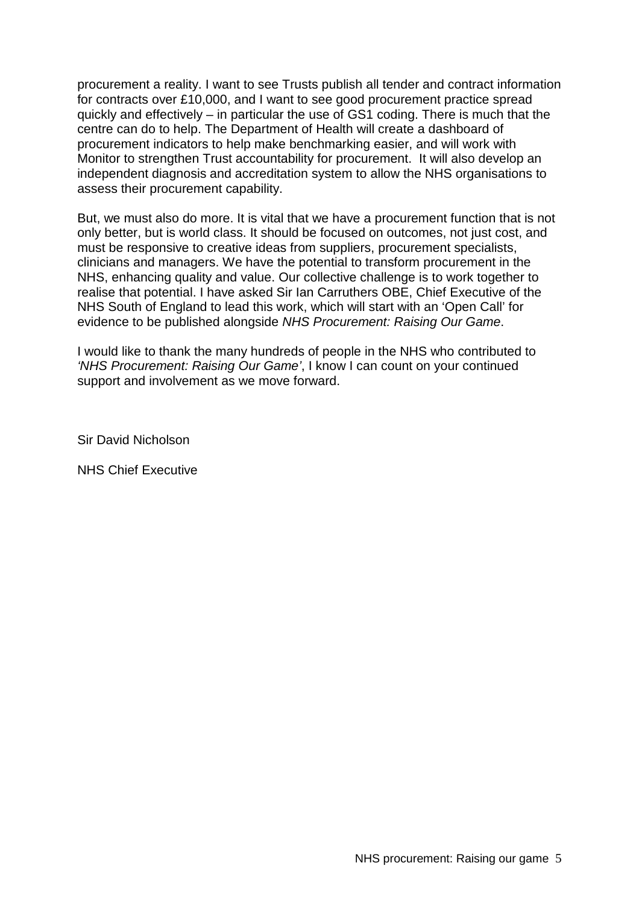procurement a reality. I want to see Trusts publish all tender and contract information for contracts over £10,000, and I want to see good procurement practice spread quickly and effectively – in particular the use of GS1 coding. There is much that the centre can do to help. The Department of Health will create a dashboard of procurement indicators to help make benchmarking easier, and will work with Monitor to strengthen Trust accountability for procurement. It will also develop an independent diagnosis and accreditation system to allow the NHS organisations to assess their procurement capability.

But, we must also do more. It is vital that we have a procurement function that is not only better, but is world class. It should be focused on outcomes, not just cost, and must be responsive to creative ideas from suppliers, procurement specialists, clinicians and managers. We have the potential to transform procurement in the NHS, enhancing quality and value. Our collective challenge is to work together to realise that potential. I have asked Sir Ian Carruthers OBE, Chief Executive of the NHS South of England to lead this work, which will start with an 'Open Call' for evidence to be published alongside *NHS Procurement: Raising Our Game*.

I would like to thank the many hundreds of people in the NHS who contributed to *'NHS Procurement: Raising Our Game'*, I know I can count on your continued support and involvement as we move forward.

Sir David Nicholson

NHS Chief Executive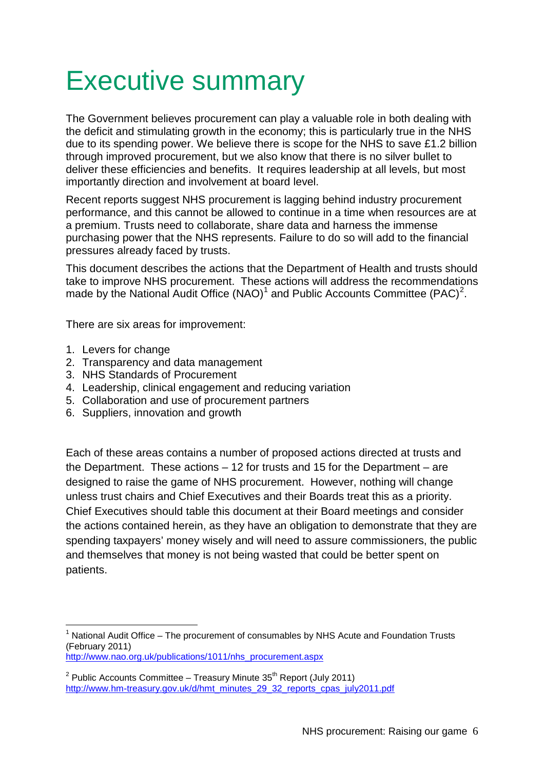# Executive summary

The Government believes procurement can play a valuable role in both dealing with the deficit and stimulating growth in the economy; this is particularly true in the NHS due to its spending power. We believe there is scope for the NHS to save £1.2 billion through improved procurement, but we also know that there is no silver bullet to deliver these efficiencies and benefits. It requires leadership at all levels, but most importantly direction and involvement at board level.

Recent reports suggest NHS procurement is lagging behind industry procurement performance, and this cannot be allowed to continue in a time when resources are at a premium. Trusts need to collaborate, share data and harness the immense purchasing power that the NHS represents. Failure to do so will add to the financial pressures already faced by trusts.

This document describes the actions that the Department of Health and trusts should take to improve NHS procurement. These actions will address the recommendations made by the National Audit Office (NAO)[1] and Public Accounts Committee (PAC)[2].

There are six areas for improvement:

1. Levers for change
2. Transparency and data management
3. NHS Standards of Procurement
4. Leadership, clinical engagement and reducing variation
5. Collaboration and use of procurement partners
6. Suppliers, innovation and growth

Each of these areas contains a number of proposed actions directed at trusts and the Department. These actions – 12 for trusts and 15 for the Department – are designed to raise the game of NHS procurement. However, nothing will change unless trust chairs and Chief Executives and their Boards treat this as a priority. Chief Executives should table this document at their Board meetings and consider the actions contained herein, as they have an obligation to demonstrate that they are spending taxpayers' money wisely and will need to assure commissioners, the public and themselves that money is not being wasted that could be better spent on patients.

---

[1] National Audit Office – The procurement of consumables by NHS Acute and Foundation Trusts (February 2011)
http://www.nao.org.uk/publications/1011/nhs_procurement.aspx

[2] Public Accounts Committee – Treasury Minute 35th Report (July 2011)
http://www.hm-treasury.gov.uk/d/hmt_minutes_29_32_reports_cpas_july2011.pdf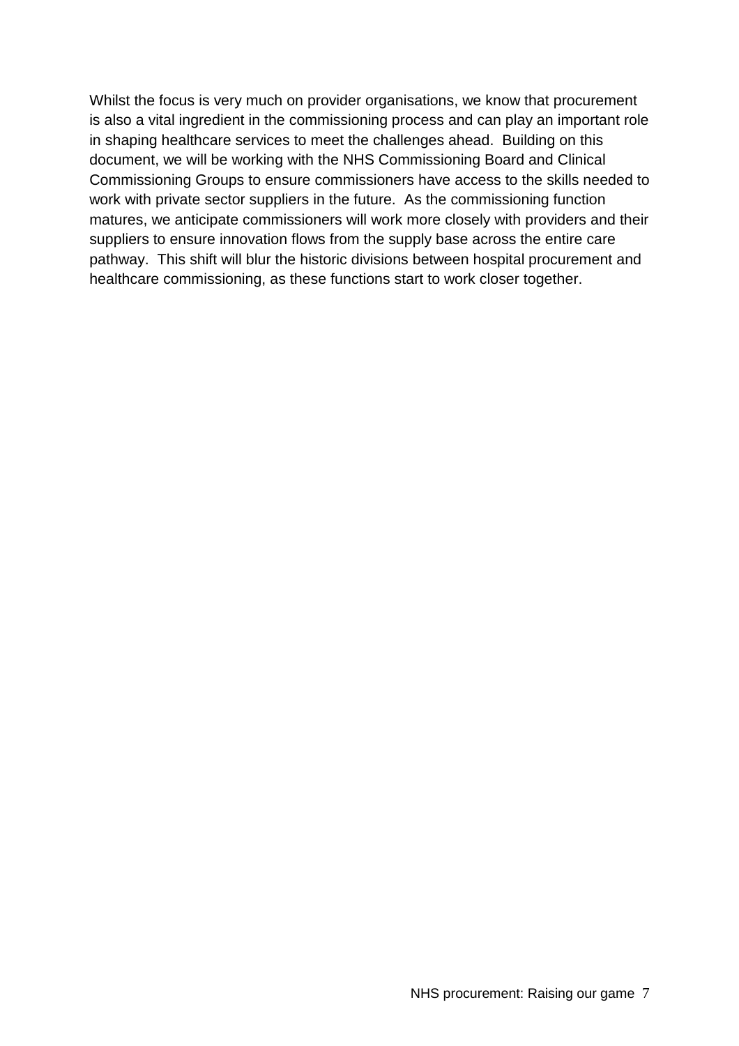Whilst the focus is very much on provider organisations, we know that procurement is also a vital ingredient in the commissioning process and can play an important role in shaping healthcare services to meet the challenges ahead. Building on this document, we will be working with the NHS Commissioning Board and Clinical Commissioning Groups to ensure commissioners have access to the skills needed to work with private sector suppliers in the future. As the commissioning function matures, we anticipate commissioners will work more closely with providers and their suppliers to ensure innovation flows from the supply base across the entire care pathway. This shift will blur the historic divisions between hospital procurement and healthcare commissioning, as these functions start to work closer together.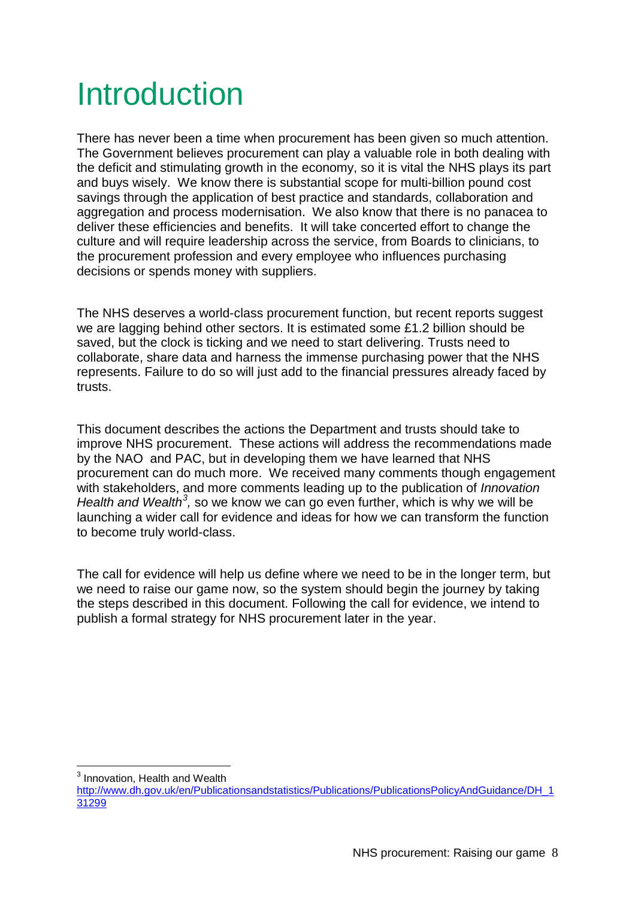# Introduction

There has never been a time when procurement has been given so much attention. The Government believes procurement can play a valuable role in both dealing with the deficit and stimulating growth in the economy, so it is vital the NHS plays its part and buys wisely. We know there is substantial scope for multi-billion pound cost savings through the application of best practice and standards, collaboration and aggregation and process modernisation. We also know that there is no panacea to deliver these efficiencies and benefits. It will take concerted effort to change the culture and will require leadership across the service, from Boards to clinicians, to the procurement profession and every employee who influences purchasing decisions or spends money with suppliers.

The NHS deserves a world-class procurement function, but recent reports suggest we are lagging behind other sectors. It is estimated some £1.2 billion should be saved, but the clock is ticking and we need to start delivering. Trusts need to collaborate, share data and harness the immense purchasing power that the NHS represents. Failure to do so will just add to the financial pressures already faced by trusts.

This document describes the actions the Department and trusts should take to improve NHS procurement. These actions will address the recommendations made by the NAO and PAC, but in developing them we have learned that NHS procurement can do much more. We received many comments though engagement with stakeholders, and more comments leading up to the publication of *Innovation Health and Wealth*[3], so we know we can go even further, which is why we will be launching a wider call for evidence and ideas for how we can transform the function to become truly world-class.

The call for evidence will help us define where we need to be in the longer term, but we need to raise our game now, so the system should begin the journey by taking the steps described in this document. Following the call for evidence, we intend to publish a formal strategy for NHS procurement later in the year.

---

[3] Innovation, Health and Wealth
http://www.dh.gov.uk/en/Publicationsandstatistics/Publications/PublicationsPolicyAndGuidance/DH_131299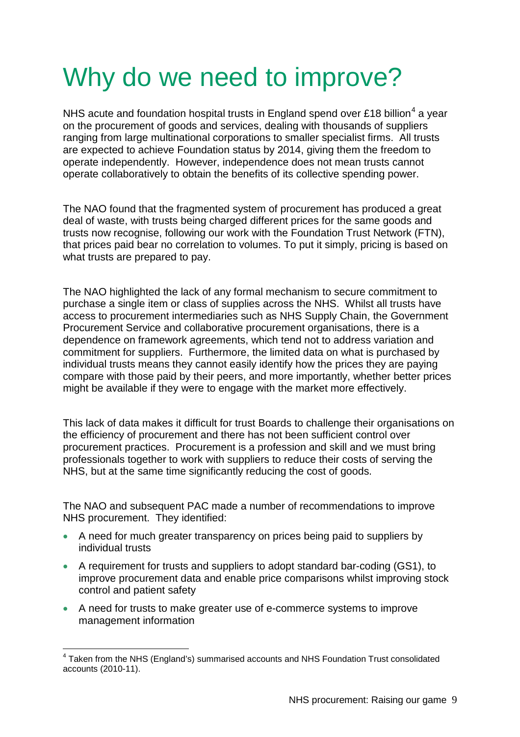# Why do we need to improve?

NHS acute and foundation hospital trusts in England spend over £18 billion[4] a year on the procurement of goods and services, dealing with thousands of suppliers ranging from large multinational corporations to smaller specialist firms. All trusts are expected to achieve Foundation status by 2014, giving them the freedom to operate independently. However, independence does not mean trusts cannot operate collaboratively to obtain the benefits of its collective spending power.

The NAO found that the fragmented system of procurement has produced a great deal of waste, with trusts being charged different prices for the same goods and trusts now recognise, following our work with the Foundation Trust Network (FTN), that prices paid bear no correlation to volumes. To put it simply, pricing is based on what trusts are prepared to pay.

The NAO highlighted the lack of any formal mechanism to secure commitment to purchase a single item or class of supplies across the NHS. Whilst all trusts have access to procurement intermediaries such as NHS Supply Chain, the Government Procurement Service and collaborative procurement organisations, there is a dependence on framework agreements, which tend not to address variation and commitment for suppliers. Furthermore, the limited data on what is purchased by individual trusts means they cannot easily identify how the prices they are paying compare with those paid by their peers, and more importantly, whether better prices might be available if they were to engage with the market more effectively.

This lack of data makes it difficult for trust Boards to challenge their organisations on the efficiency of procurement and there has not been sufficient control over procurement practices. Procurement is a profession and skill and we must bring professionals together to work with suppliers to reduce their costs of serving the NHS, but at the same time significantly reducing the cost of goods.

The NAO and subsequent PAC made a number of recommendations to improve NHS procurement. They identified:

- A need for much greater transparency on prices being paid to suppliers by individual trusts
- A requirement for trusts and suppliers to adopt standard bar-coding (GS1), to improve procurement data and enable price comparisons whilst improving stock control and patient safety
- A need for trusts to make greater use of e-commerce systems to improve management information

[4] Taken from the NHS (England's) summarised accounts and NHS Foundation Trust consolidated accounts (2010-11).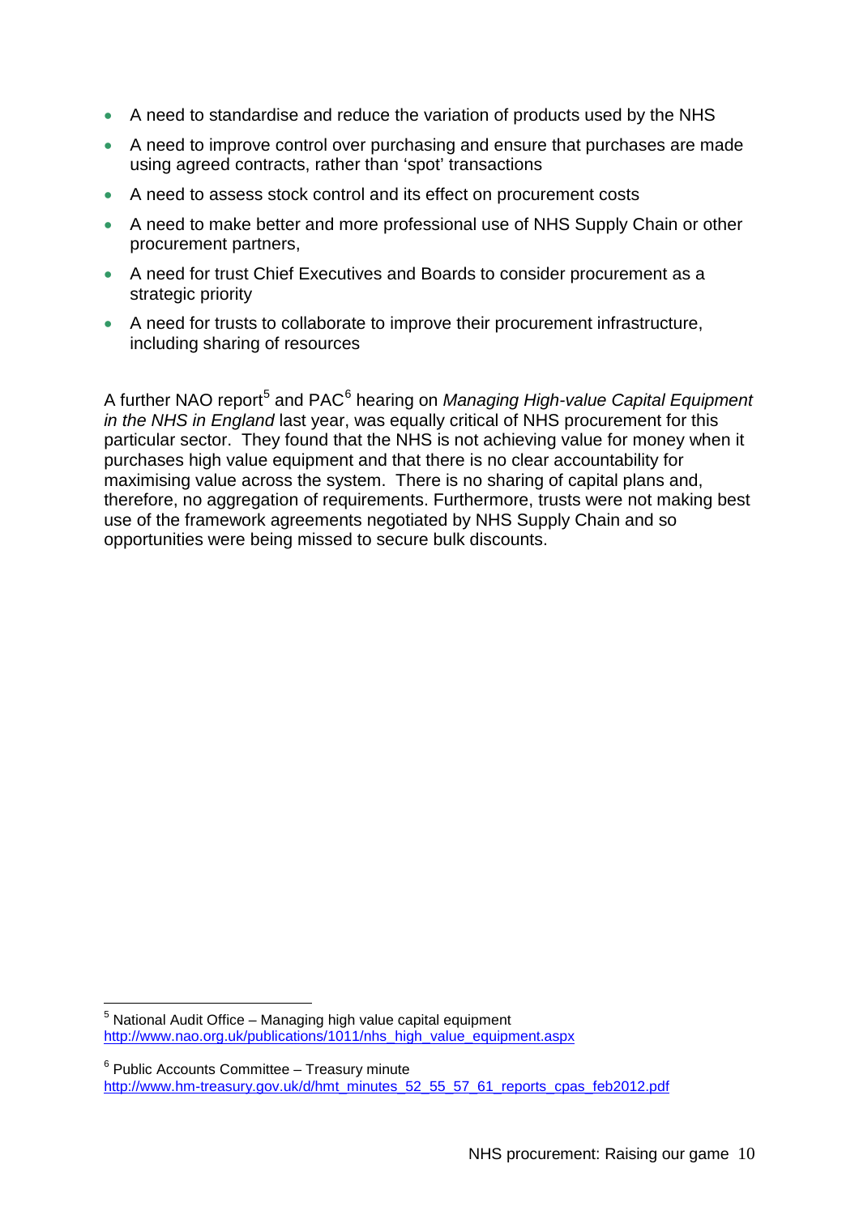- A need to standardise and reduce the variation of products used by the NHS
- A need to improve control over purchasing and ensure that purchases are made using agreed contracts, rather than 'spot' transactions
- A need to assess stock control and its effect on procurement costs
- A need to make better and more professional use of NHS Supply Chain or other procurement partners,
- A need for trust Chief Executives and Boards to consider procurement as a strategic priority
- A need for trusts to collaborate to improve their procurement infrastructure, including sharing of resources

A further NAO report[5] and PAC[6] hearing on *Managing High-value Capital Equipment in the NHS in England* last year, was equally critical of NHS procurement for this particular sector. They found that the NHS is not achieving value for money when it purchases high value equipment and that there is no clear accountability for maximising value across the system. There is no sharing of capital plans and, therefore, no aggregation of requirements. Furthermore, trusts were not making best use of the framework agreements negotiated by NHS Supply Chain and so opportunities were being missed to secure bulk discounts.

---

[5] National Audit Office – Managing high value capital equipment
http://www.nao.org.uk/publications/1011/nhs_high_value_equipment.aspx

[6] Public Accounts Committee – Treasury minute
http://www.hm-treasury.gov.uk/d/hmt_minutes_52_55_57_61_reports_cpas_feb2012.pdf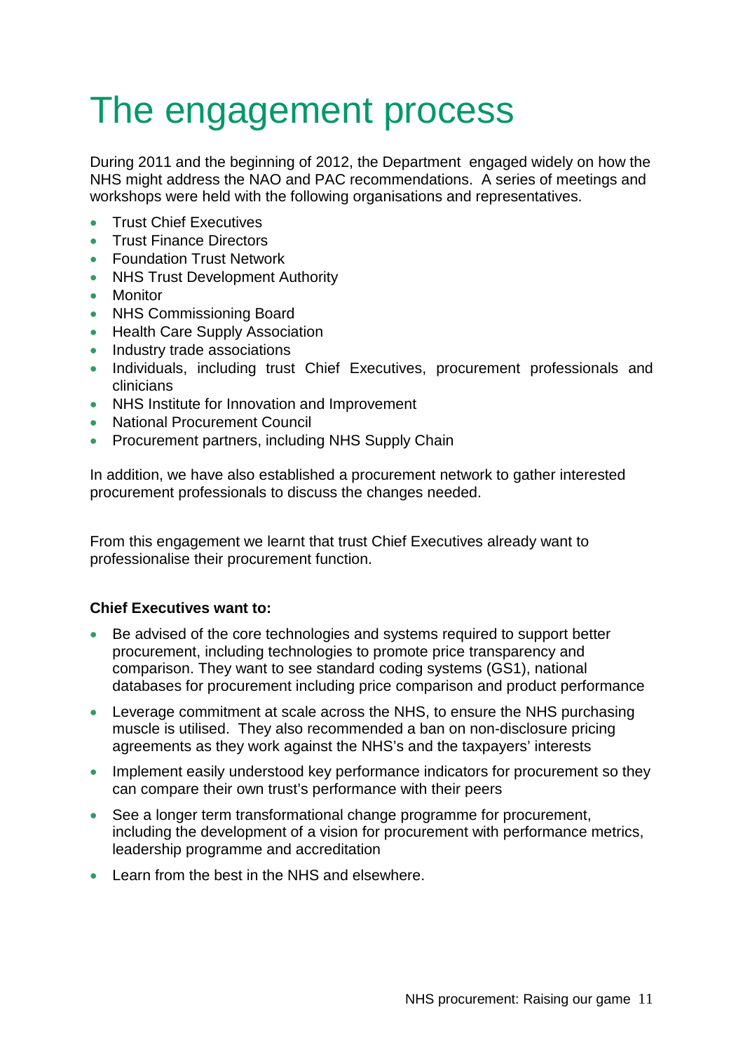# The engagement process

During 2011 and the beginning of 2012, the Department engaged widely on how the NHS might address the NAO and PAC recommendations. A series of meetings and workshops were held with the following organisations and representatives.

- Trust Chief Executives
- Trust Finance Directors
- Foundation Trust Network
- NHS Trust Development Authority
- Monitor
- NHS Commissioning Board
- Health Care Supply Association
- Industry trade associations
- Individuals, including trust Chief Executives, procurement professionals and clinicians
- NHS Institute for Innovation and Improvement
- National Procurement Council
- Procurement partners, including NHS Supply Chain

In addition, we have also established a procurement network to gather interested procurement professionals to discuss the changes needed.

From this engagement we learnt that trust Chief Executives already want to professionalise their procurement function.

**Chief Executives want to:**

- Be advised of the core technologies and systems required to support better procurement, including technologies to promote price transparency and comparison. They want to see standard coding systems (GS1), national databases for procurement including price comparison and product performance
- Leverage commitment at scale across the NHS, to ensure the NHS purchasing muscle is utilised. They also recommended a ban on non-disclosure pricing agreements as they work against the NHS's and the taxpayers' interests
- Implement easily understood key performance indicators for procurement so they can compare their own trust's performance with their peers
- See a longer term transformational change programme for procurement, including the development of a vision for procurement with performance metrics, leadership programme and accreditation
- Learn from the best in the NHS and elsewhere.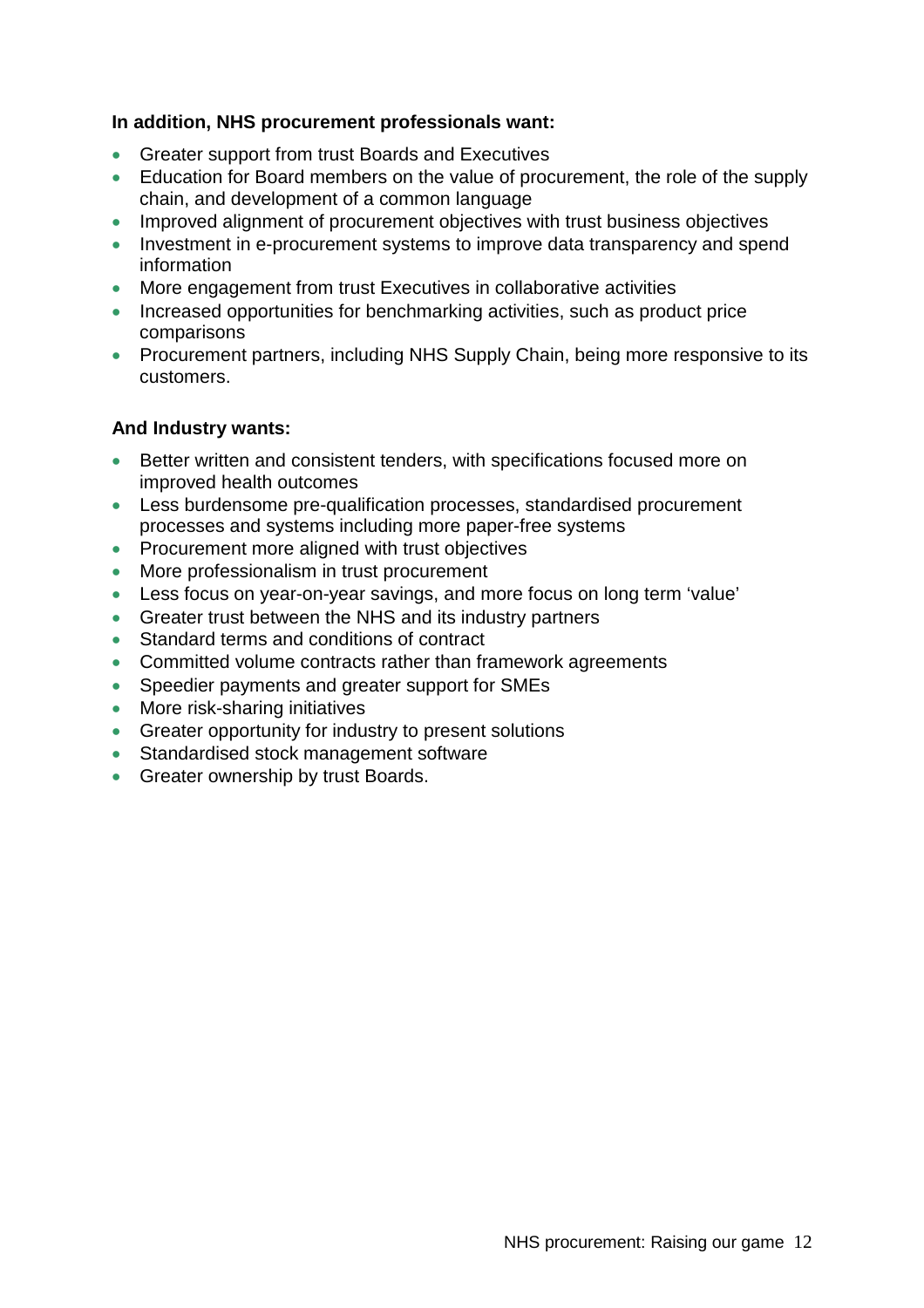**In addition, NHS procurement professionals want:**

- Greater support from trust Boards and Executives
- Education for Board members on the value of procurement, the role of the supply chain, and development of a common language
- Improved alignment of procurement objectives with trust business objectives
- Investment in e-procurement systems to improve data transparency and spend information
- More engagement from trust Executives in collaborative activities
- Increased opportunities for benchmarking activities, such as product price comparisons
- Procurement partners, including NHS Supply Chain, being more responsive to its customers.

**And Industry wants:**

- Better written and consistent tenders, with specifications focused more on improved health outcomes
- Less burdensome pre-qualification processes, standardised procurement processes and systems including more paper-free systems
- Procurement more aligned with trust objectives
- More professionalism in trust procurement
- Less focus on year-on-year savings, and more focus on long term 'value'
- Greater trust between the NHS and its industry partners
- Standard terms and conditions of contract
- Committed volume contracts rather than framework agreements
- Speedier payments and greater support for SMEs
- More risk-sharing initiatives
- Greater opportunity for industry to present solutions
- Standardised stock management software
- Greater ownership by trust Boards.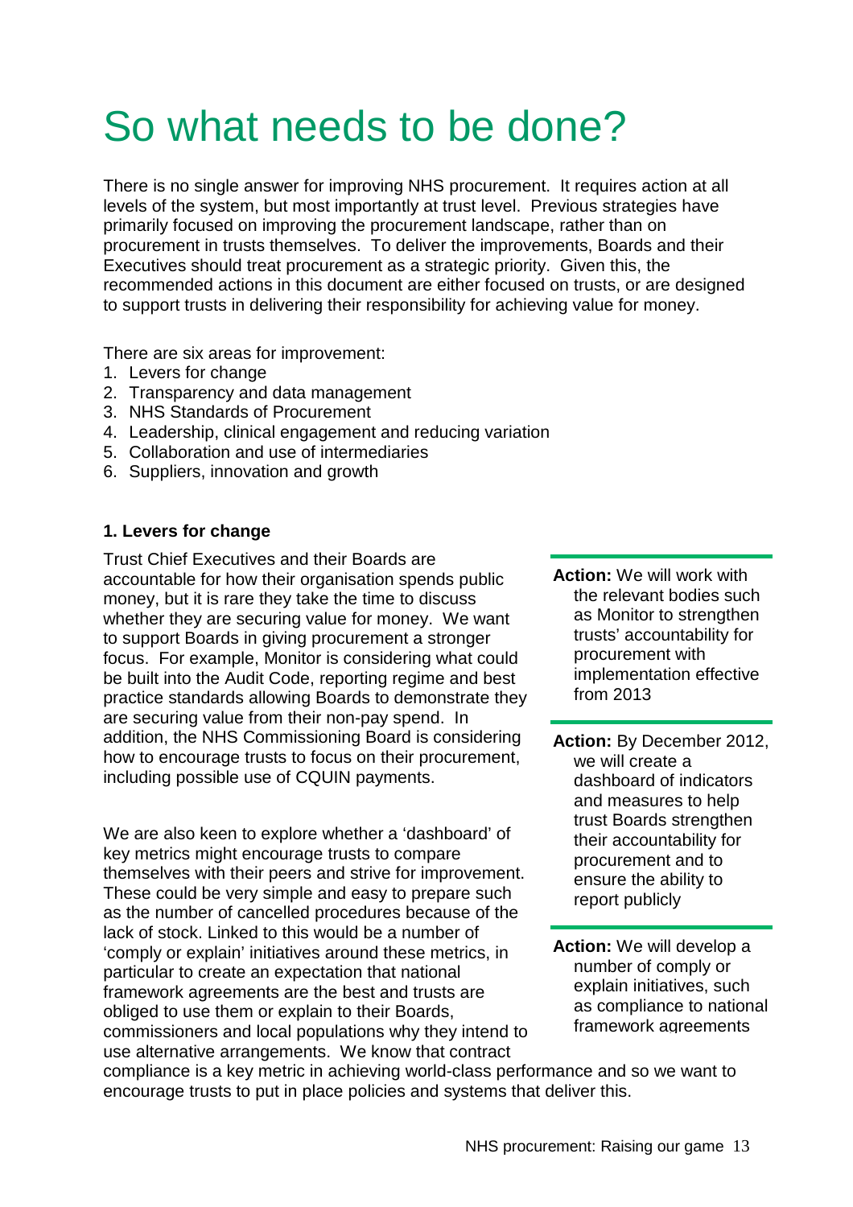# So what needs to be done?

There is no single answer for improving NHS procurement. It requires action at all levels of the system, but most importantly at trust level. Previous strategies have primarily focused on improving the procurement landscape, rather than on procurement in trusts themselves. To deliver the improvements, Boards and their Executives should treat procurement as a strategic priority. Given this, the recommended actions in this document are either focused on trusts, or are designed to support trusts in delivering their responsibility for achieving value for money.

There are six areas for improvement:

1. Levers for change
2. Transparency and data management
3. NHS Standards of Procurement
4. Leadership, clinical engagement and reducing variation
5. Collaboration and use of intermediaries
6. Suppliers, innovation and growth

**1. Levers for change**

Trust Chief Executives and their Boards are accountable for how their organisation spends public money, but it is rare they take the time to discuss whether they are securing value for money. We want to support Boards in giving procurement a stronger focus. For example, Monitor is considering what could be built into the Audit Code, reporting regime and best practice standards allowing Boards to demonstrate they are securing value from their non-pay spend. In addition, the NHS Commissioning Board is considering how to encourage trusts to focus on their procurement, including possible use of CQUIN payments.

**Action:** We will work with the relevant bodies such as Monitor to strengthen trusts' accountability for procurement with implementation effective from 2013

We are also keen to explore whether a 'dashboard' of key metrics might encourage trusts to compare themselves with their peers and strive for improvement. These could be very simple and easy to prepare such as the number of cancelled procedures because of the lack of stock. Linked to this would be a number of 'comply or explain' initiatives around these metrics, in particular to create an expectation that national framework agreements are the best and trusts are obliged to use them or explain to their Boards, commissioners and local populations why they intend to use alternative arrangements. We know that contract compliance is a key metric in achieving world-class performance and so we want to encourage trusts to put in place policies and systems that deliver this.

**Action:** By December 2012, we will create a dashboard of indicators and measures to help trust Boards strengthen their accountability for procurement and to ensure the ability to report publicly

**Action:** We will develop a number of comply or explain initiatives, such as compliance to national framework agreements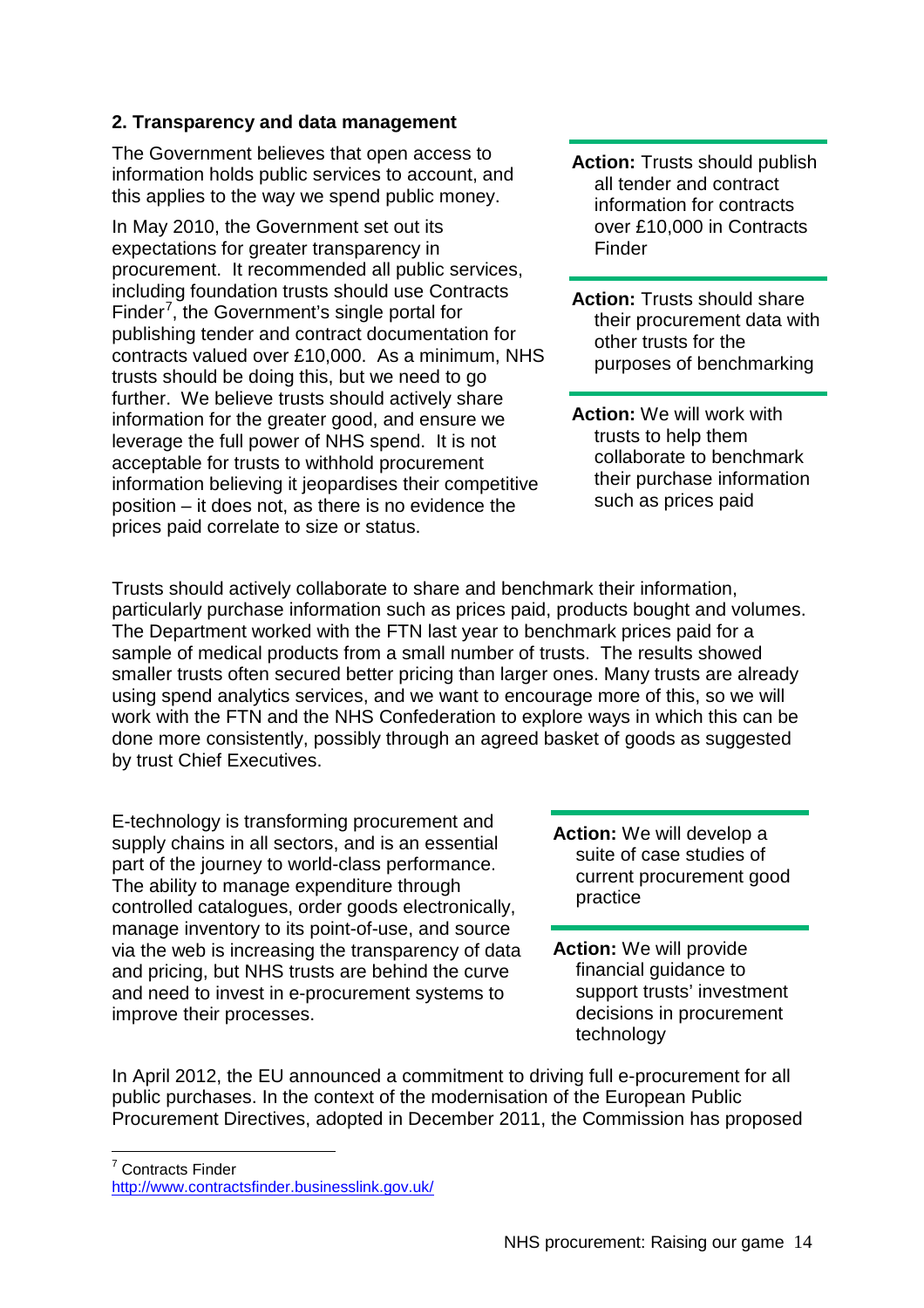**2. Transparency and data management**

The Government believes that open access to information holds public services to account, and this applies to the way we spend public money.

In May 2010, the Government set out its expectations for greater transparency in procurement. It recommended all public services, including foundation trusts should use Contracts Finder[7], the Government's single portal for publishing tender and contract documentation for contracts valued over £10,000. As a minimum, NHS trusts should be doing this, but we need to go further. We believe trusts should actively share information for the greater good, and ensure we leverage the full power of NHS spend. It is not acceptable for trusts to withhold procurement information believing it jeopardises their competitive position – it does not, as there is no evidence the prices paid correlate to size or status.

**Action:** Trusts should publish all tender and contract information for contracts over £10,000 in Contracts Finder

**Action:** Trusts should share their procurement data with other trusts for the purposes of benchmarking

**Action:** We will work with trusts to help them collaborate to benchmark their purchase information such as prices paid

Trusts should actively collaborate to share and benchmark their information, particularly purchase information such as prices paid, products bought and volumes. The Department worked with the FTN last year to benchmark prices paid for a sample of medical products from a small number of trusts. The results showed smaller trusts often secured better pricing than larger ones. Many trusts are already using spend analytics services, and we want to encourage more of this, so we will work with the FTN and the NHS Confederation to explore ways in which this can be done more consistently, possibly through an agreed basket of goods as suggested by trust Chief Executives.

E-technology is transforming procurement and supply chains in all sectors, and is an essential part of the journey to world-class performance. The ability to manage expenditure through controlled catalogues, order goods electronically, manage inventory to its point-of-use, and source via the web is increasing the transparency of data and pricing, but NHS trusts are behind the curve and need to invest in e-procurement systems to improve their processes.

**Action:** We will develop a suite of case studies of current procurement good practice

**Action:** We will provide financial guidance to support trusts' investment decisions in procurement technology

In April 2012, the EU announced a commitment to driving full e-procurement for all public purchases. In the context of the modernisation of the European Public Procurement Directives, adopted in December 2011, the Commission has proposed

[7] Contracts Finder
http://www.contractsfinder.businesslink.gov.uk/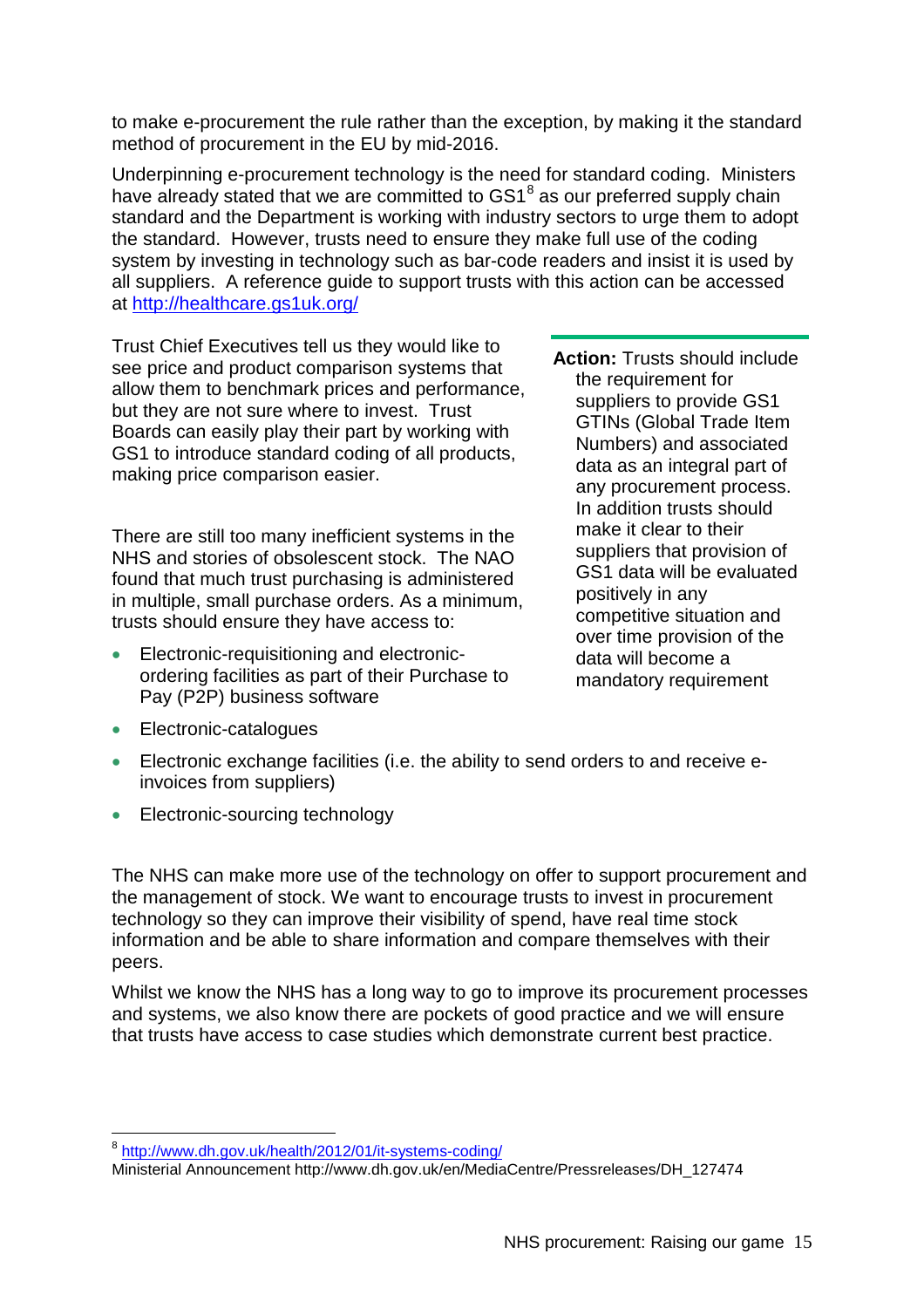to make e-procurement the rule rather than the exception, by making it the standard method of procurement in the EU by mid-2016.

Underpinning e-procurement technology is the need for standard coding. Ministers have already stated that we are committed to GS1[8] as our preferred supply chain standard and the Department is working with industry sectors to urge them to adopt the standard. However, trusts need to ensure they make full use of the coding system by investing in technology such as bar-code readers and insist it is used by all suppliers. A reference guide to support trusts with this action can be accessed at http://healthcare.gs1uk.org/

Trust Chief Executives tell us they would like to see price and product comparison systems that allow them to benchmark prices and performance, but they are not sure where to invest. Trust Boards can easily play their part by working with GS1 to introduce standard coding of all products, making price comparison easier.

**Action:** Trusts should include the requirement for suppliers to provide GS1 GTINs (Global Trade Item Numbers) and associated data as an integral part of any procurement process. In addition trusts should make it clear to their suppliers that provision of GS1 data will be evaluated positively in any competitive situation and over time provision of the data will become a mandatory requirement

There are still too many inefficient systems in the NHS and stories of obsolescent stock. The NAO found that much trust purchasing is administered in multiple, small purchase orders. As a minimum, trusts should ensure they have access to:

- Electronic-requisitioning and electronic-ordering facilities as part of their Purchase to Pay (P2P) business software
- Electronic-catalogues
- Electronic exchange facilities (i.e. the ability to send orders to and receive e-invoices from suppliers)
- Electronic-sourcing technology

The NHS can make more use of the technology on offer to support procurement and the management of stock. We want to encourage trusts to invest in procurement technology so they can improve their visibility of spend, have real time stock information and be able to share information and compare themselves with their peers.

Whilst we know the NHS has a long way to go to improve its procurement processes and systems, we also know there are pockets of good practice and we will ensure that trusts have access to case studies which demonstrate current best practice.

---

[8] http://www.dh.gov.uk/health/2012/01/it-systems-coding/
Ministerial Announcement http://www.dh.gov.uk/en/MediaCentre/Pressreleases/DH_127474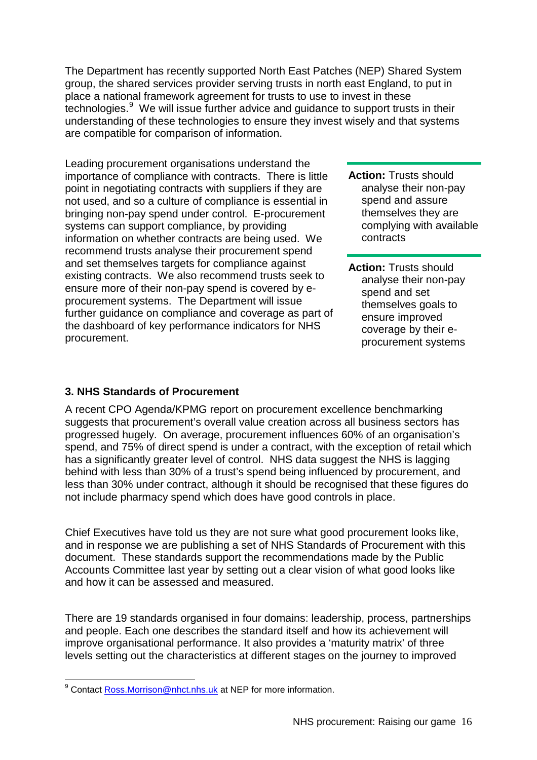The Department has recently supported North East Patches (NEP) Shared System group, the shared services provider serving trusts in north east England, to put in place a national framework agreement for trusts to use to invest in these technologies.[9] We will issue further advice and guidance to support trusts in their understanding of these technologies to ensure they invest wisely and that systems are compatible for comparison of information.

Leading procurement organisations understand the importance of compliance with contracts. There is little point in negotiating contracts with suppliers if they are not used, and so a culture of compliance is essential in bringing non-pay spend under control. E-procurement systems can support compliance, by providing information on whether contracts are being used. We recommend trusts analyse their procurement spend and set themselves targets for compliance against existing contracts. We also recommend trusts seek to ensure more of their non-pay spend is covered by e-procurement systems. The Department will issue further guidance on compliance and coverage as part of the dashboard of key performance indicators for NHS procurement.

**Action:** Trusts should analyse their non-pay spend and assure themselves they are complying with available contracts

**Action:** Trusts should analyse their non-pay spend and set themselves goals to ensure improved coverage by their e-procurement systems

### 3. NHS Standards of Procurement

A recent CPO Agenda/KPMG report on procurement excellence benchmarking suggests that procurement's overall value creation across all business sectors has progressed hugely. On average, procurement influences 60% of an organisation's spend, and 75% of direct spend is under a contract, with the exception of retail which has a significantly greater level of control. NHS data suggest the NHS is lagging behind with less than 30% of a trust's spend being influenced by procurement, and less than 30% under contract, although it should be recognised that these figures do not include pharmacy spend which does have good controls in place.

Chief Executives have told us they are not sure what good procurement looks like, and in response we are publishing a set of NHS Standards of Procurement with this document. These standards support the recommendations made by the Public Accounts Committee last year by setting out a clear vision of what good looks like and how it can be assessed and measured.

There are 19 standards organised in four domains: leadership, process, partnerships and people. Each one describes the standard itself and how its achievement will improve organisational performance. It also provides a 'maturity matrix' of three levels setting out the characteristics at different stages on the journey to improved

[9] Contact Ross.Morrison@nhct.nhs.uk at NEP for more information.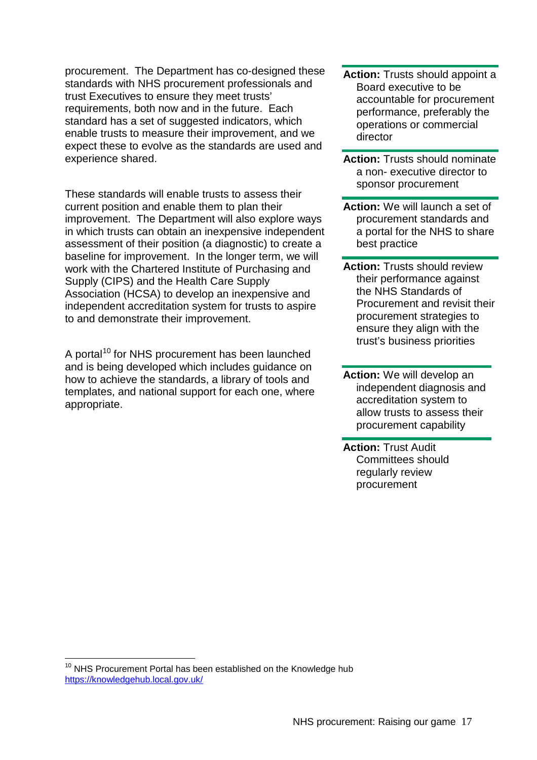procurement. The Department has co-designed these standards with NHS procurement professionals and trust Executives to ensure they meet trusts' requirements, both now and in the future. Each standard has a set of suggested indicators, which enable trusts to measure their improvement, and we expect these to evolve as the standards are used and experience shared.

These standards will enable trusts to assess their current position and enable them to plan their improvement. The Department will also explore ways in which trusts can obtain an inexpensive independent assessment of their position (a diagnostic) to create a baseline for improvement. In the longer term, we will work with the Chartered Institute of Purchasing and Supply (CIPS) and the Health Care Supply Association (HCSA) to develop an inexpensive and independent accreditation system for trusts to aspire to and demonstrate their improvement.

A portal[10] for NHS procurement has been launched and is being developed which includes guidance on how to achieve the standards, a library of tools and templates, and national support for each one, where appropriate.

---

**Action:** Trusts should appoint a Board executive to be accountable for procurement performance, preferably the operations or commercial director

---

**Action:** Trusts should nominate a non- executive director to sponsor procurement

---

**Action:** We will launch a set of procurement standards and a portal for the NHS to share best practice

---

**Action:** Trusts should review their performance against the NHS Standards of Procurement and revisit their procurement strategies to ensure they align with the trust's business priorities

---

**Action:** We will develop an independent diagnosis and accreditation system to allow trusts to assess their procurement capability

---

**Action:** Trust Audit Committees should regularly review procurement

---

[10] NHS Procurement Portal has been established on the Knowledge hub https://knowledgehub.local.gov.uk/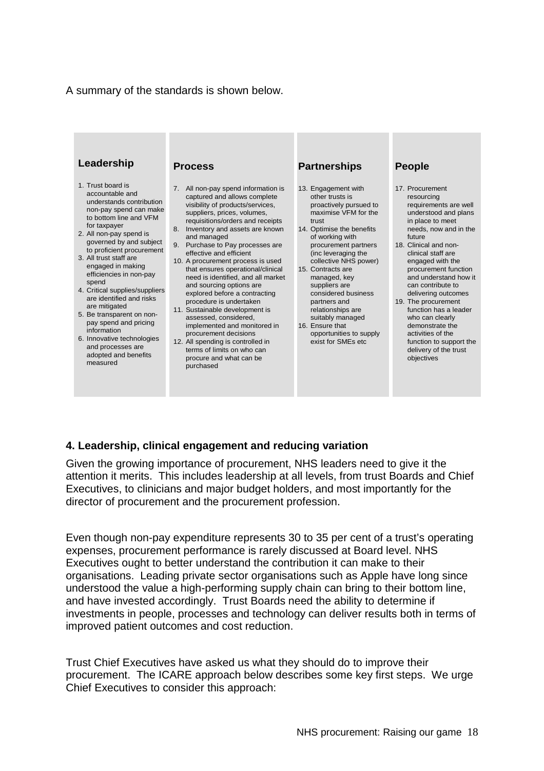A summary of the standards is shown below.

**Leadership**

1. Trust board is accountable and understands contribution non-pay spend can make to bottom line and VFM for taxpayer
2. All non-pay spend is governed by and subject to proficient procurement
3. All trust staff are engaged in making efficiencies in non-pay spend
4. Critical supplies/suppliers are identified and risks are mitigated
5. Be transparent on non-pay spend and pricing information
6. Innovative technologies and processes are adopted and benefits measured

**Process**

7. All non-pay spend information is captured and allows complete visibility of products/services, suppliers, prices, volumes, requisitions/orders and receipts
8. Inventory and assets are known and managed
9. Purchase to Pay processes are effective and efficient
10. A procurement process is used that ensures operational/clinical need is identified, and all market and sourcing options are explored before a contracting procedure is undertaken
11. Sustainable development is assessed, considered, implemented and monitored in procurement decisions
12. All spending is controlled in terms of limits on who can procure and what can be purchased

**Partnerships**

13. Engagement with other trusts is proactively pursued to maximise VFM for the trust
14. Optimise the benefits of working with procurement partners (inc leveraging the collective NHS power)
15. Contracts are managed, key suppliers are considered business partners and relationships are suitably managed
16. Ensure that opportunities to supply exist for SMEs etc

**People**

17. Procurement resourcing requirements are well understood and plans in place to meet needs, now and in the future
18. Clinical and non-clinical staff are engaged with the procurement function and understand how it can contribute to delivering outcomes
19. The procurement function has a leader who can clearly demonstrate the activities of the function to support the delivery of the trust objectives

## 4. Leadership, clinical engagement and reducing variation

Given the growing importance of procurement, NHS leaders need to give it the attention it merits. This includes leadership at all levels, from trust Boards and Chief Executives, to clinicians and major budget holders, and most importantly for the director of procurement and the procurement profession.

Even though non-pay expenditure represents 30 to 35 per cent of a trust's operating expenses, procurement performance is rarely discussed at Board level. NHS Executives ought to better understand the contribution it can make to their organisations. Leading private sector organisations such as Apple have long since understood the value a high-performing supply chain can bring to their bottom line, and have invested accordingly. Trust Boards need the ability to determine if investments in people, processes and technology can deliver results both in terms of improved patient outcomes and cost reduction.

Trust Chief Executives have asked us what they should do to improve their procurement. The ICARE approach below describes some key first steps. We urge Chief Executives to consider this approach: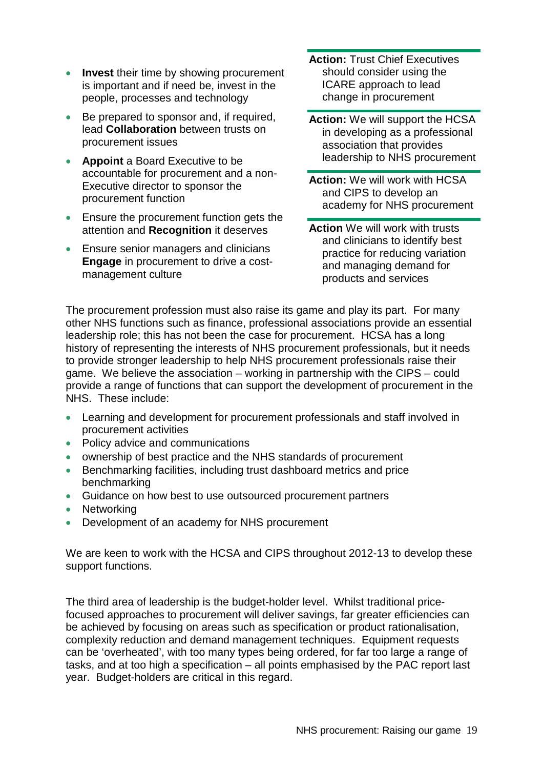- **Invest** their time by showing procurement is important and if need be, invest in the people, processes and technology
- Be prepared to sponsor and, if required, lead **Collaboration** between trusts on procurement issues
- **Appoint** a Board Executive to be accountable for procurement and a non-Executive director to sponsor the procurement function
- Ensure the procurement function gets the attention and **Recognition** it deserves
- Ensure senior managers and clinicians **Engage** in procurement to drive a cost-management culture

**Action:** Trust Chief Executives should consider using the ICARE approach to lead change in procurement

**Action:** We will support the HCSA in developing as a professional association that provides leadership to NHS procurement

**Action:** We will work with HCSA and CIPS to develop an academy for NHS procurement

**Action** We will work with trusts and clinicians to identify best practice for reducing variation and managing demand for products and services

The procurement profession must also raise its game and play its part. For many other NHS functions such as finance, professional associations provide an essential leadership role; this has not been the case for procurement. HCSA has a long history of representing the interests of NHS procurement professionals, but it needs to provide stronger leadership to help NHS procurement professionals raise their game. We believe the association – working in partnership with the CIPS – could provide a range of functions that can support the development of procurement in the NHS. These include:

- Learning and development for procurement professionals and staff involved in procurement activities
- Policy advice and communications
- ownership of best practice and the NHS standards of procurement
- Benchmarking facilities, including trust dashboard metrics and price benchmarking
- Guidance on how best to use outsourced procurement partners
- Networking
- Development of an academy for NHS procurement

We are keen to work with the HCSA and CIPS throughout 2012-13 to develop these support functions.

The third area of leadership is the budget-holder level. Whilst traditional price-focused approaches to procurement will deliver savings, far greater efficiencies can be achieved by focusing on areas such as specification or product rationalisation, complexity reduction and demand management techniques. Equipment requests can be 'overheated', with too many types being ordered, for far too large a range of tasks, and at too high a specification – all points emphasised by the PAC report last year. Budget-holders are critical in this regard.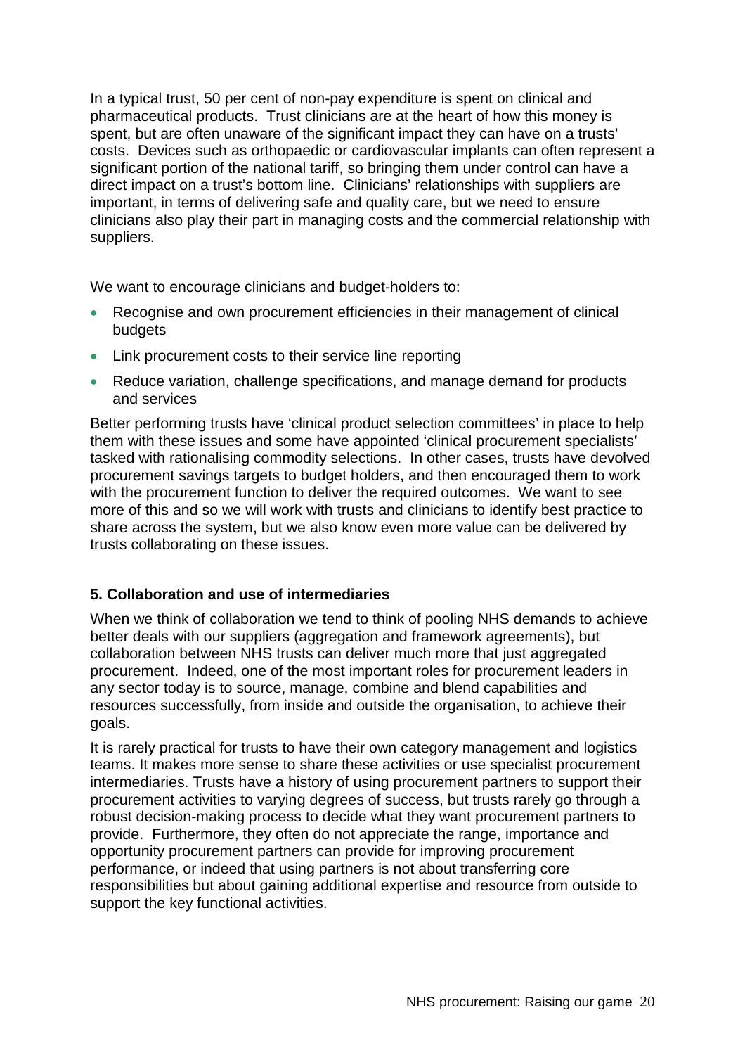In a typical trust, 50 per cent of non-pay expenditure is spent on clinical and pharmaceutical products. Trust clinicians are at the heart of how this money is spent, but are often unaware of the significant impact they can have on a trusts' costs. Devices such as orthopaedic or cardiovascular implants can often represent a significant portion of the national tariff, so bringing them under control can have a direct impact on a trust's bottom line. Clinicians' relationships with suppliers are important, in terms of delivering safe and quality care, but we need to ensure clinicians also play their part in managing costs and the commercial relationship with suppliers.

We want to encourage clinicians and budget-holders to:

- Recognise and own procurement efficiencies in their management of clinical budgets
- Link procurement costs to their service line reporting
- Reduce variation, challenge specifications, and manage demand for products and services

Better performing trusts have 'clinical product selection committees' in place to help them with these issues and some have appointed 'clinical procurement specialists' tasked with rationalising commodity selections. In other cases, trusts have devolved procurement savings targets to budget holders, and then encouraged them to work with the procurement function to deliver the required outcomes. We want to see more of this and so we will work with trusts and clinicians to identify best practice to share across the system, but we also know even more value can be delivered by trusts collaborating on these issues.

**5. Collaboration and use of intermediaries**

When we think of collaboration we tend to think of pooling NHS demands to achieve better deals with our suppliers (aggregation and framework agreements), but collaboration between NHS trusts can deliver much more that just aggregated procurement. Indeed, one of the most important roles for procurement leaders in any sector today is to source, manage, combine and blend capabilities and resources successfully, from inside and outside the organisation, to achieve their goals.

It is rarely practical for trusts to have their own category management and logistics teams. It makes more sense to share these activities or use specialist procurement intermediaries. Trusts have a history of using procurement partners to support their procurement activities to varying degrees of success, but trusts rarely go through a robust decision-making process to decide what they want procurement partners to provide. Furthermore, they often do not appreciate the range, importance and opportunity procurement partners can provide for improving procurement performance, or indeed that using partners is not about transferring core responsibilities but about gaining additional expertise and resource from outside to support the key functional activities.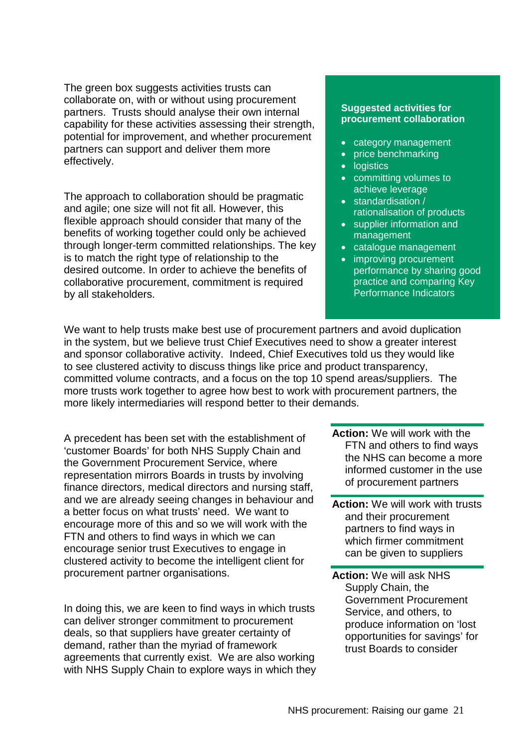The green box suggests activities trusts can collaborate on, with or without using procurement partners. Trusts should analyse their own internal capability for these activities assessing their strength, potential for improvement, and whether procurement partners can support and deliver them more effectively.

The approach to collaboration should be pragmatic and agile; one size will not fit all. However, this flexible approach should consider that many of the benefits of working together could only be achieved through longer-term committed relationships. The key is to match the right type of relationship to the desired outcome. In order to achieve the benefits of collaborative procurement, commitment is required by all stakeholders.

**Suggested activities for procurement collaboration**

- category management
- price benchmarking
- logistics
- committing volumes to achieve leverage
- standardisation / rationalisation of products
- supplier information and management
- catalogue management
- improving procurement performance by sharing good practice and comparing Key Performance Indicators

We want to help trusts make best use of procurement partners and avoid duplication in the system, but we believe trust Chief Executives need to show a greater interest and sponsor collaborative activity. Indeed, Chief Executives told us they would like to see clustered activity to discuss things like price and product transparency, committed volume contracts, and a focus on the top 10 spend areas/suppliers. The more trusts work together to agree how best to work with procurement partners, the more likely intermediaries will respond better to their demands.

A precedent has been set with the establishment of 'customer Boards' for both NHS Supply Chain and the Government Procurement Service, where representation mirrors Boards in trusts by involving finance directors, medical directors and nursing staff, and we are already seeing changes in behaviour and a better focus on what trusts' need. We want to encourage more of this and so we will work with the FTN and others to find ways in which we can encourage senior trust Executives to engage in clustered activity to become the intelligent client for procurement partner organisations.

In doing this, we are keen to find ways in which trusts can deliver stronger commitment to procurement deals, so that suppliers have greater certainty of demand, rather than the myriad of framework agreements that currently exist. We are also working with NHS Supply Chain to explore ways in which they

**Action:** We will work with the FTN and others to find ways the NHS can become a more informed customer in the use of procurement partners

**Action:** We will work with trusts and their procurement partners to find ways in which firmer commitment can be given to suppliers

**Action:** We will ask NHS Supply Chain, the Government Procurement Service, and others, to produce information on 'lost opportunities for savings' for trust Boards to consider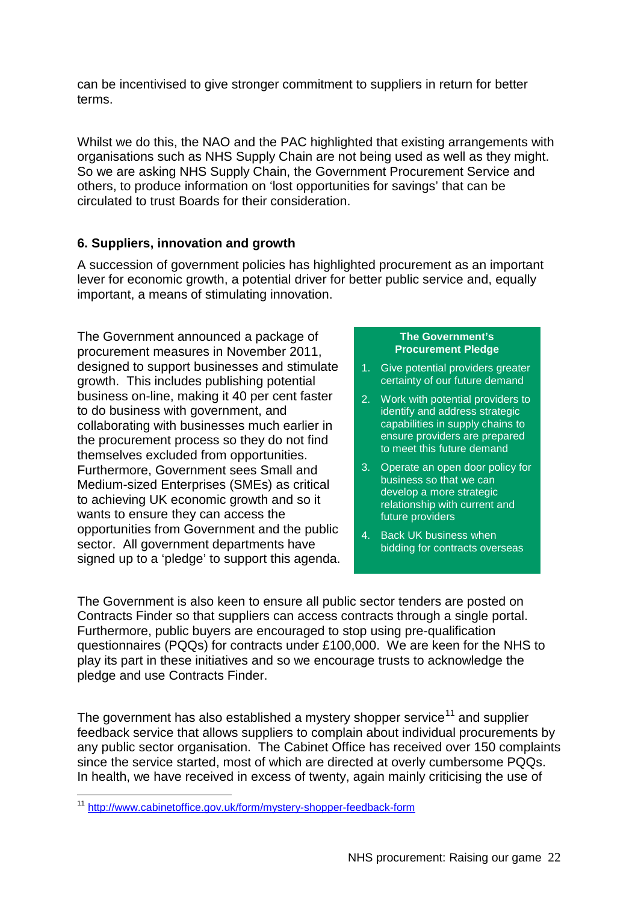can be incentivised to give stronger commitment to suppliers in return for better terms.

Whilst we do this, the NAO and the PAC highlighted that existing arrangements with organisations such as NHS Supply Chain are not being used as well as they might. So we are asking NHS Supply Chain, the Government Procurement Service and others, to produce information on 'lost opportunities for savings' that can be circulated to trust Boards for their consideration.

### 6. Suppliers, innovation and growth

A succession of government policies has highlighted procurement as an important lever for economic growth, a potential driver for better public service and, equally important, a means of stimulating innovation.

The Government announced a package of procurement measures in November 2011, designed to support businesses and stimulate growth. This includes publishing potential business on-line, making it 40 per cent faster to do business with government, and collaborating with businesses much earlier in the procurement process so they do not find themselves excluded from opportunities. Furthermore, Government sees Small and Medium-sized Enterprises (SMEs) as critical to achieving UK economic growth and so it wants to ensure they can access the opportunities from Government and the public sector. All government departments have signed up to a 'pledge' to support this agenda.

**The Government's Procurement Pledge**

1. Give potential providers greater certainty of our future demand
2. Work with potential providers to identify and address strategic capabilities in supply chains to ensure providers are prepared to meet this future demand
3. Operate an open door policy for business so that we can develop a more strategic relationship with current and future providers
4. Back UK business when bidding for contracts overseas

The Government is also keen to ensure all public sector tenders are posted on Contracts Finder so that suppliers can access contracts through a single portal. Furthermore, public buyers are encouraged to stop using pre-qualification questionnaires (PQQs) for contracts under £100,000. We are keen for the NHS to play its part in these initiatives and so we encourage trusts to acknowledge the pledge and use Contracts Finder.

The government has also established a mystery shopper service[11] and supplier feedback service that allows suppliers to complain about individual procurements by any public sector organisation. The Cabinet Office has received over 150 complaints since the service started, most of which are directed at overly cumbersome PQQs. In health, we have received in excess of twenty, again mainly criticising the use of

[11] http://www.cabinetoffice.gov.uk/form/mystery-shopper-feedback-form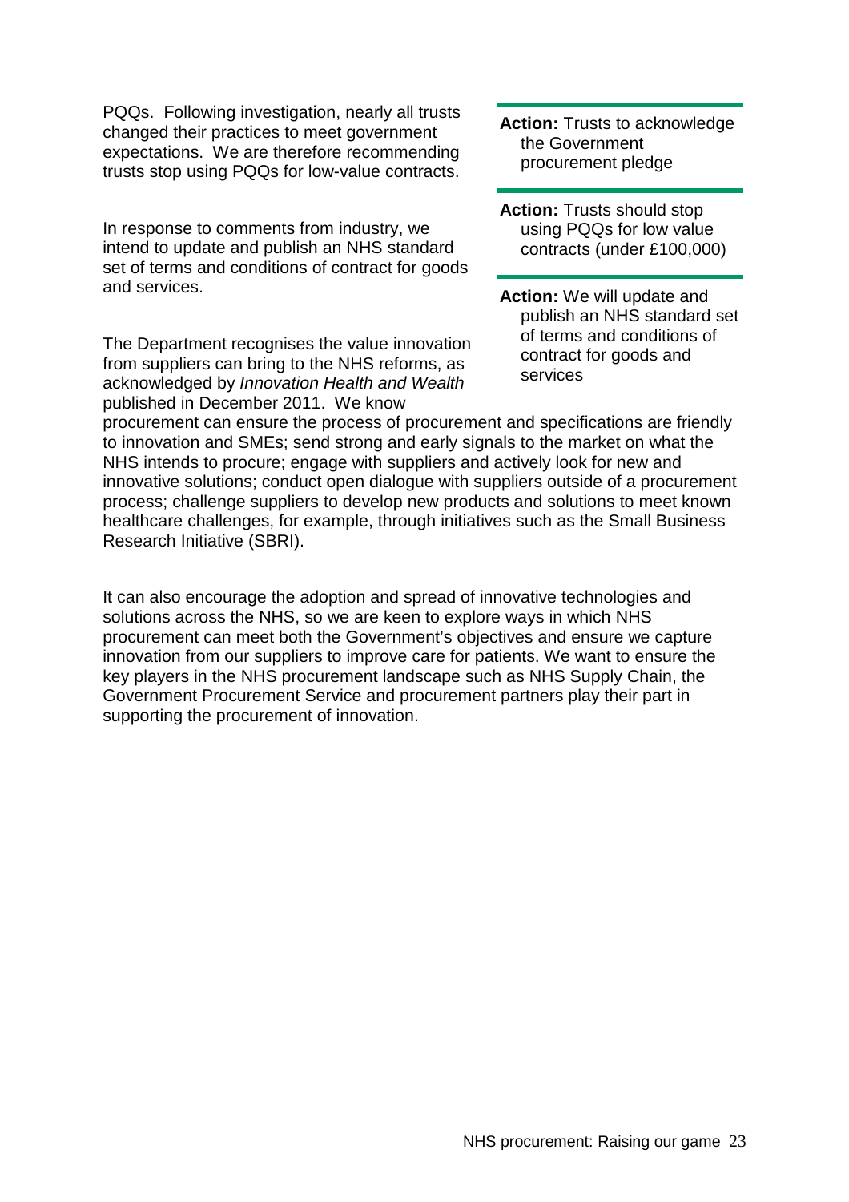PQQs. Following investigation, nearly all trusts changed their practices to meet government expectations. We are therefore recommending trusts stop using PQQs for low-value contracts.

**Action:** Trusts to acknowledge the Government procurement pledge

**Action:** Trusts should stop using PQQs for low value contracts (under £100,000)

In response to comments from industry, we intend to update and publish an NHS standard set of terms and conditions of contract for goods and services.

**Action:** We will update and publish an NHS standard set of terms and conditions of contract for goods and services

The Department recognises the value innovation from suppliers can bring to the NHS reforms, as acknowledged by *Innovation Health and Wealth* published in December 2011. We know procurement can ensure the process of procurement and specifications are friendly to innovation and SMEs; send strong and early signals to the market on what the NHS intends to procure; engage with suppliers and actively look for new and innovative solutions; conduct open dialogue with suppliers outside of a procurement process; challenge suppliers to develop new products and solutions to meet known healthcare challenges, for example, through initiatives such as the Small Business Research Initiative (SBRI).

It can also encourage the adoption and spread of innovative technologies and solutions across the NHS, so we are keen to explore ways in which NHS procurement can meet both the Government's objectives and ensure we capture innovation from our suppliers to improve care for patients. We want to ensure the key players in the NHS procurement landscape such as NHS Supply Chain, the Government Procurement Service and procurement partners play their part in supporting the procurement of innovation.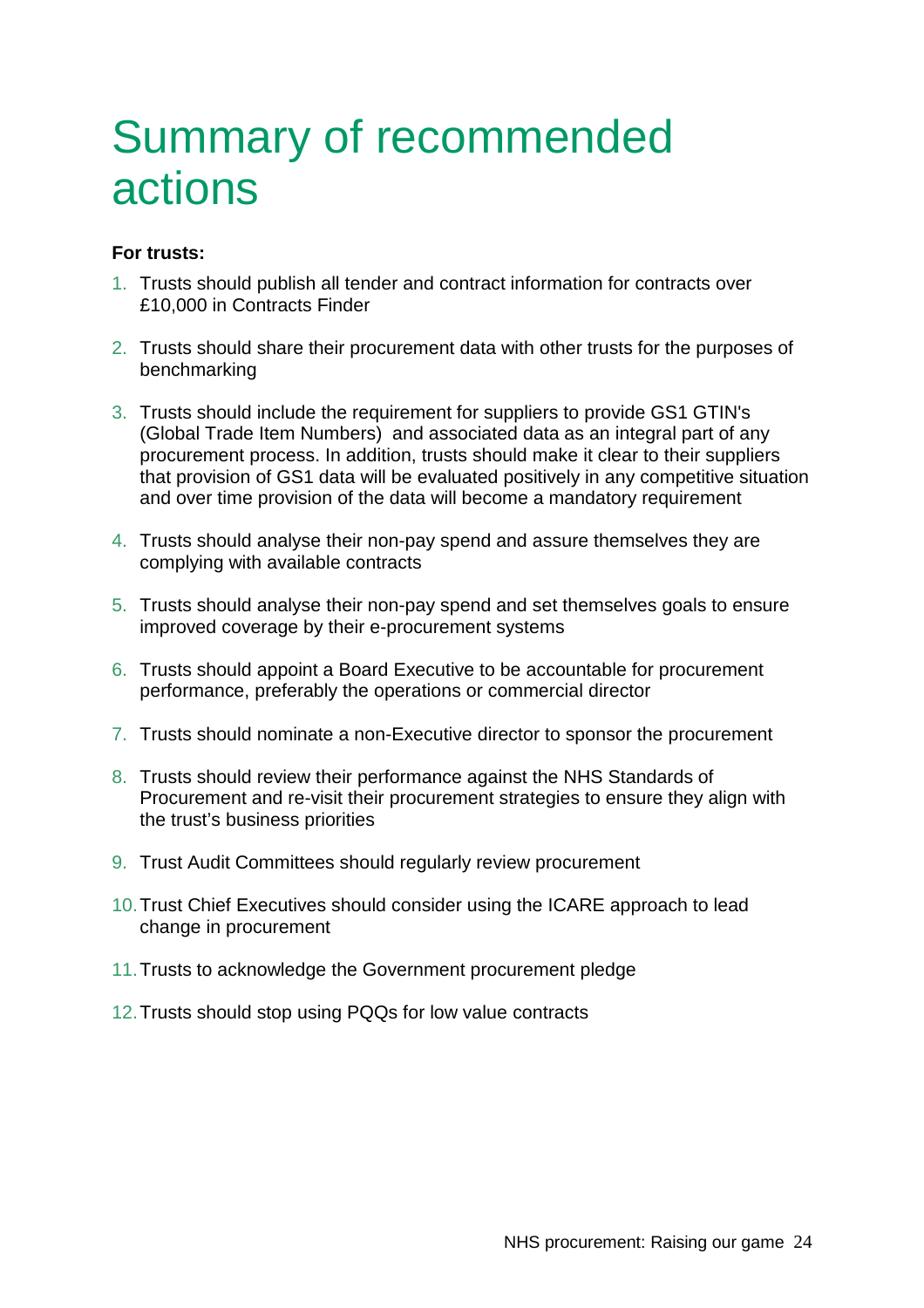# Summary of recommended actions

**For trusts:**

1. Trusts should publish all tender and contract information for contracts over £10,000 in Contracts Finder
2. Trusts should share their procurement data with other trusts for the purposes of benchmarking
3. Trusts should include the requirement for suppliers to provide GS1 GTIN's (Global Trade Item Numbers) and associated data as an integral part of any procurement process. In addition, trusts should make it clear to their suppliers that provision of GS1 data will be evaluated positively in any competitive situation and over time provision of the data will become a mandatory requirement
4. Trusts should analyse their non-pay spend and assure themselves they are complying with available contracts
5. Trusts should analyse their non-pay spend and set themselves goals to ensure improved coverage by their e-procurement systems
6. Trusts should appoint a Board Executive to be accountable for procurement performance, preferably the operations or commercial director
7. Trusts should nominate a non-Executive director to sponsor the procurement
8. Trusts should review their performance against the NHS Standards of Procurement and re-visit their procurement strategies to ensure they align with the trust's business priorities
9. Trust Audit Committees should regularly review procurement
10. Trust Chief Executives should consider using the ICARE approach to lead change in procurement
11. Trusts to acknowledge the Government procurement pledge
12. Trusts should stop using PQQs for low value contracts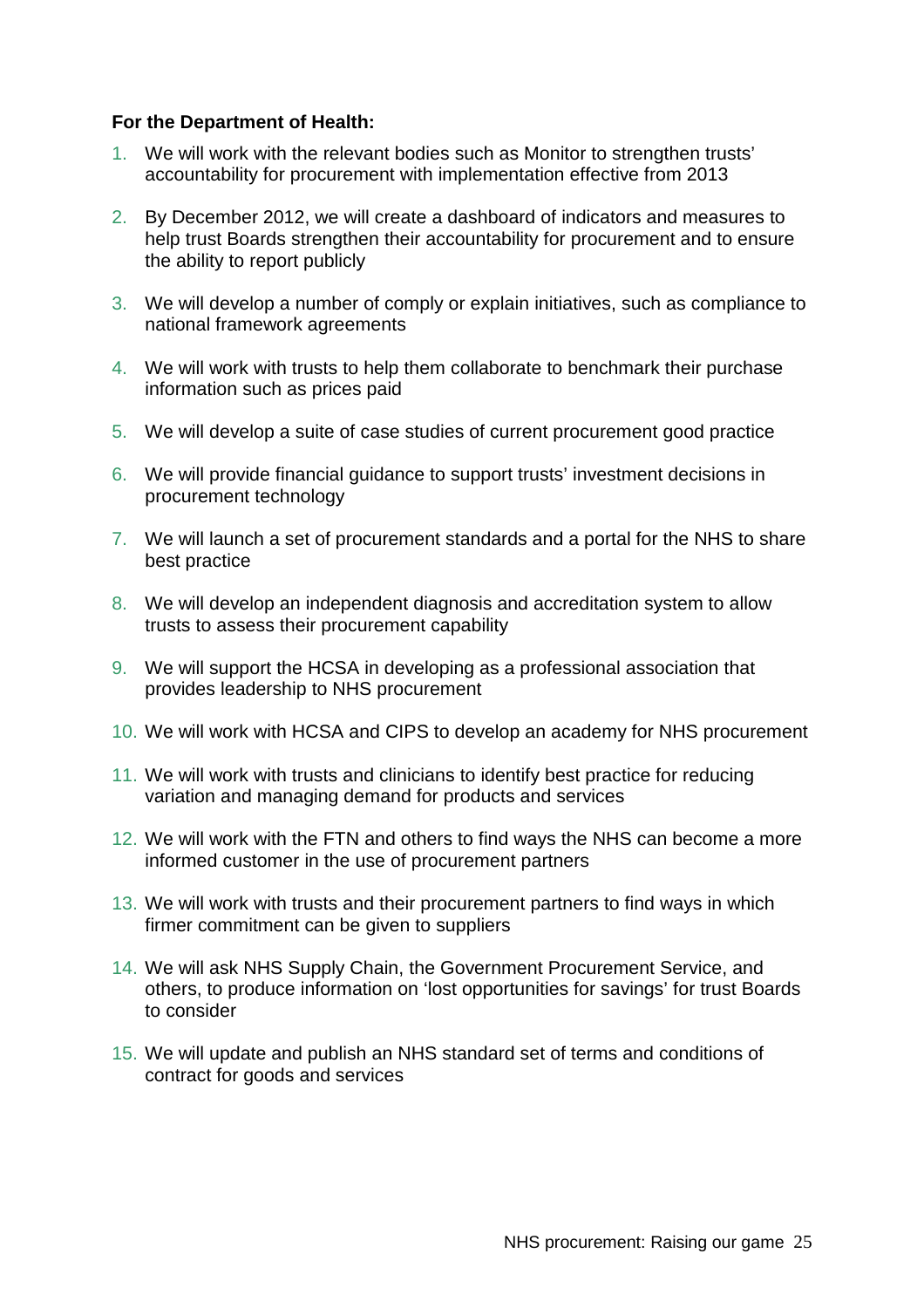**For the Department of Health:**

1. We will work with the relevant bodies such as Monitor to strengthen trusts' accountability for procurement with implementation effective from 2013
2. By December 2012, we will create a dashboard of indicators and measures to help trust Boards strengthen their accountability for procurement and to ensure the ability to report publicly
3. We will develop a number of comply or explain initiatives, such as compliance to national framework agreements
4. We will work with trusts to help them collaborate to benchmark their purchase information such as prices paid
5. We will develop a suite of case studies of current procurement good practice
6. We will provide financial guidance to support trusts' investment decisions in procurement technology
7. We will launch a set of procurement standards and a portal for the NHS to share best practice
8. We will develop an independent diagnosis and accreditation system to allow trusts to assess their procurement capability
9. We will support the HCSA in developing as a professional association that provides leadership to NHS procurement
10. We will work with HCSA and CIPS to develop an academy for NHS procurement
11. We will work with trusts and clinicians to identify best practice for reducing variation and managing demand for products and services
12. We will work with the FTN and others to find ways the NHS can become a more informed customer in the use of procurement partners
13. We will work with trusts and their procurement partners to find ways in which firmer commitment can be given to suppliers
14. We will ask NHS Supply Chain, the Government Procurement Service, and others, to produce information on 'lost opportunities for savings' for trust Boards to consider
15. We will update and publish an NHS standard set of terms and conditions of contract for goods and services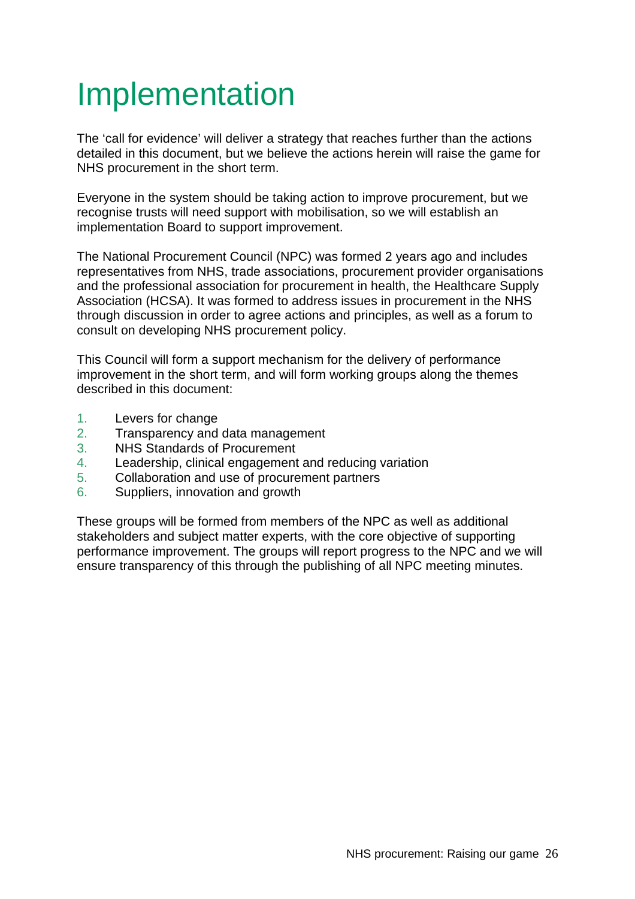# Implementation

The 'call for evidence' will deliver a strategy that reaches further than the actions detailed in this document, but we believe the actions herein will raise the game for NHS procurement in the short term.

Everyone in the system should be taking action to improve procurement, but we recognise trusts will need support with mobilisation, so we will establish an implementation Board to support improvement.

The National Procurement Council (NPC) was formed 2 years ago and includes representatives from NHS, trade associations, procurement provider organisations and the professional association for procurement in health, the Healthcare Supply Association (HCSA). It was formed to address issues in procurement in the NHS through discussion in order to agree actions and principles, as well as a forum to consult on developing NHS procurement policy.

This Council will form a support mechanism for the delivery of performance improvement in the short term, and will form working groups along the themes described in this document:

1. Levers for change
2. Transparency and data management
3. NHS Standards of Procurement
4. Leadership, clinical engagement and reducing variation
5. Collaboration and use of procurement partners
6. Suppliers, innovation and growth

These groups will be formed from members of the NPC as well as additional stakeholders and subject matter experts, with the core objective of supporting performance improvement. The groups will report progress to the NPC and we will ensure transparency of this through the publishing of all NPC meeting minutes.